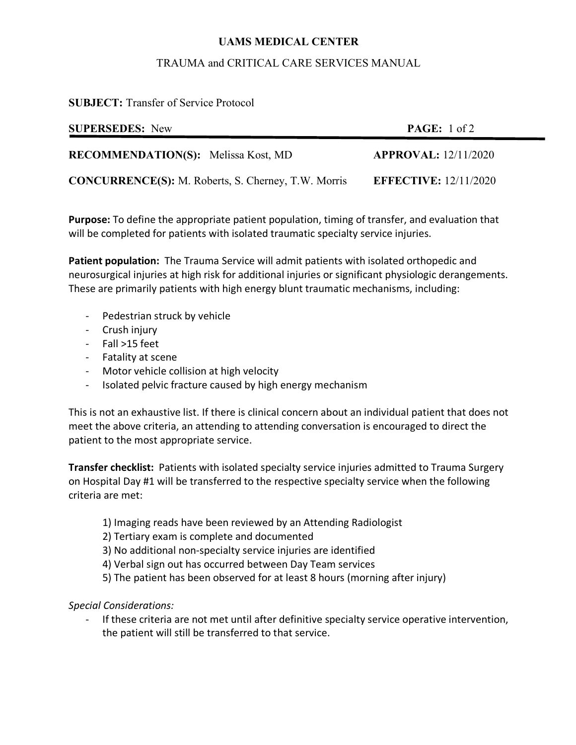# UAMS MEDICAL CENTER

## TRAUMA and CRITICAL CARE SERVICES MANUAL

**SUBJECT:** Transfer of Service Protocol

| **SUPERSEDES:** New | **PAGE:** 1 of 2 |
|---|---|
| **RECOMMENDATION(S):** Melissa Kost, MD | **APPROVAL:** 12/11/2020 |
| **CONCURRENCE(S):** M. Roberts, S. Cherney, T.W. Morris | **EFFECTIVE:** 12/11/2020 |

**Purpose:** To define the appropriate patient population, timing of transfer, and evaluation that will be completed for patients with isolated traumatic specialty service injuries.

**Patient population:** The Trauma Service will admit patients with isolated orthopedic and neurosurgical injuries at high risk for additional injuries or significant physiologic derangements. These are primarily patients with high energy blunt traumatic mechanisms, including:

- Pedestrian struck by vehicle
- Crush injury
- Fall >15 feet
- Fatality at scene
- Motor vehicle collision at high velocity
- Isolated pelvic fracture caused by high energy mechanism

This is not an exhaustive list. If there is clinical concern about an individual patient that does not meet the above criteria, an attending to attending conversation is encouraged to direct the patient to the most appropriate service.

**Transfer checklist:** Patients with isolated specialty service injuries admitted to Trauma Surgery on Hospital Day #1 will be transferred to the respective specialty service when the following criteria are met:

1) Imaging reads have been reviewed by an Attending Radiologist
2) Tertiary exam is complete and documented
3) No additional non-specialty service injuries are identified
4) Verbal sign out has occurred between Day Team services
5) The patient has been observed for at least 8 hours (morning after injury)

*Special Considerations:*

- If these criteria are not met until after definitive specialty service operative intervention, the patient will still be transferred to that service.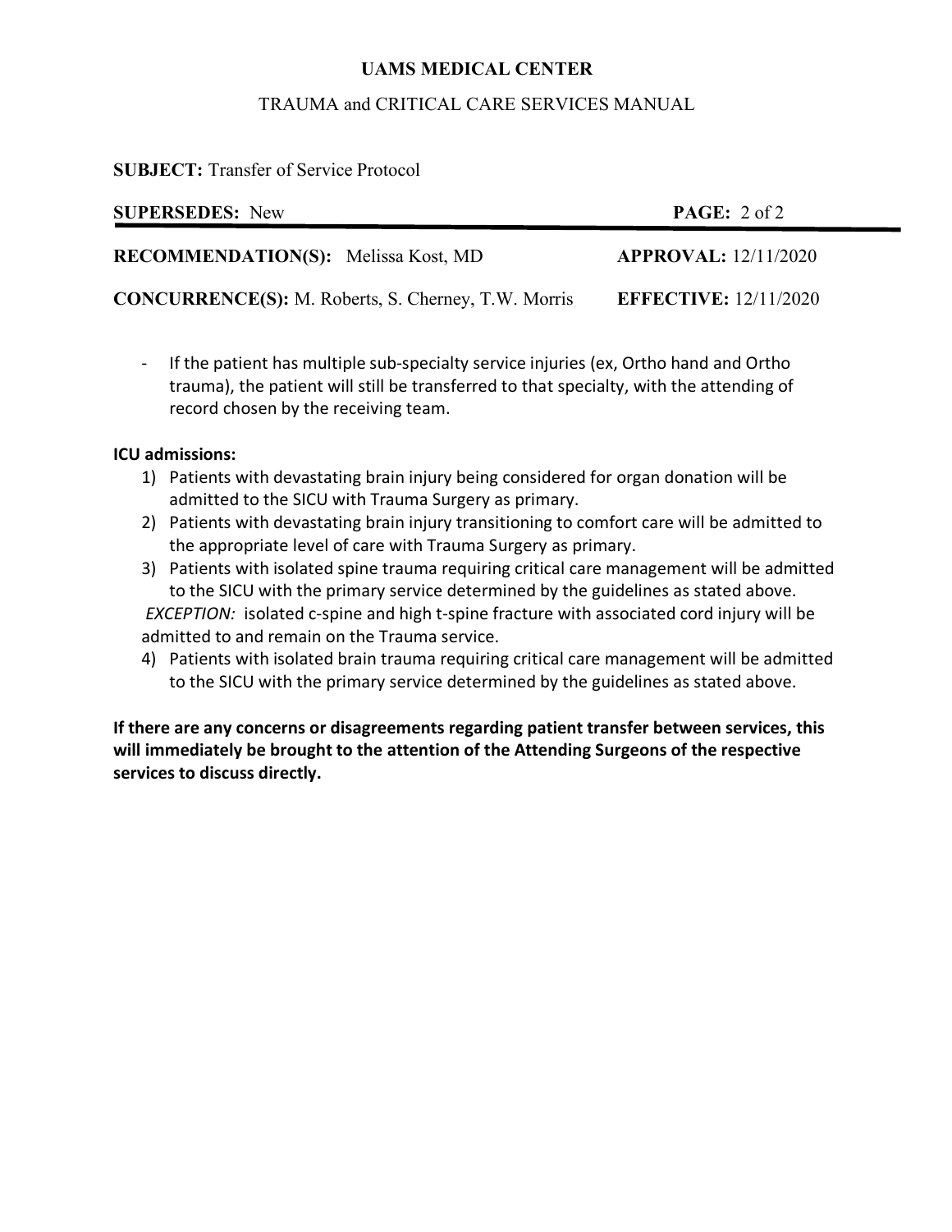**UAMS MEDICAL CENTER**

TRAUMA and CRITICAL CARE SERVICES MANUAL

**SUBJECT:** Transfer of Service Protocol

**SUPERSEDES:** New

**RECOMMENDATION(S):** Melissa Kost, MD **APPROVAL:** 12/11/2020

**CONCURRENCE(S):** M. Roberts, S. Cherney, T.W. Morris **EFFECTIVE:** 12/11/2020

- If the patient has multiple sub-specialty service injuries (ex, Ortho hand and Ortho trauma), the patient will still be transferred to that specialty, with the attending of record chosen by the receiving team.

**ICU admissions:**

1) Patients with devastating brain injury being considered for organ donation will be admitted to the SICU with Trauma Surgery as primary.
2) Patients with devastating brain injury transitioning to comfort care will be admitted to the appropriate level of care with Trauma Surgery as primary.
3) Patients with isolated spine trauma requiring critical care management will be admitted to the SICU with the primary service determined by the guidelines as stated above.

   *EXCEPTION:* isolated c-spine and high t-spine fracture with associated cord injury will be admitted to and remain on the Trauma service.
4) Patients with isolated brain trauma requiring critical care management will be admitted to the SICU with the primary service determined by the guidelines as stated above.

**If there are any concerns or disagreements regarding patient transfer between services, this will immediately be brought to the attention of the Attending Surgeons of the respective services to discuss directly.**